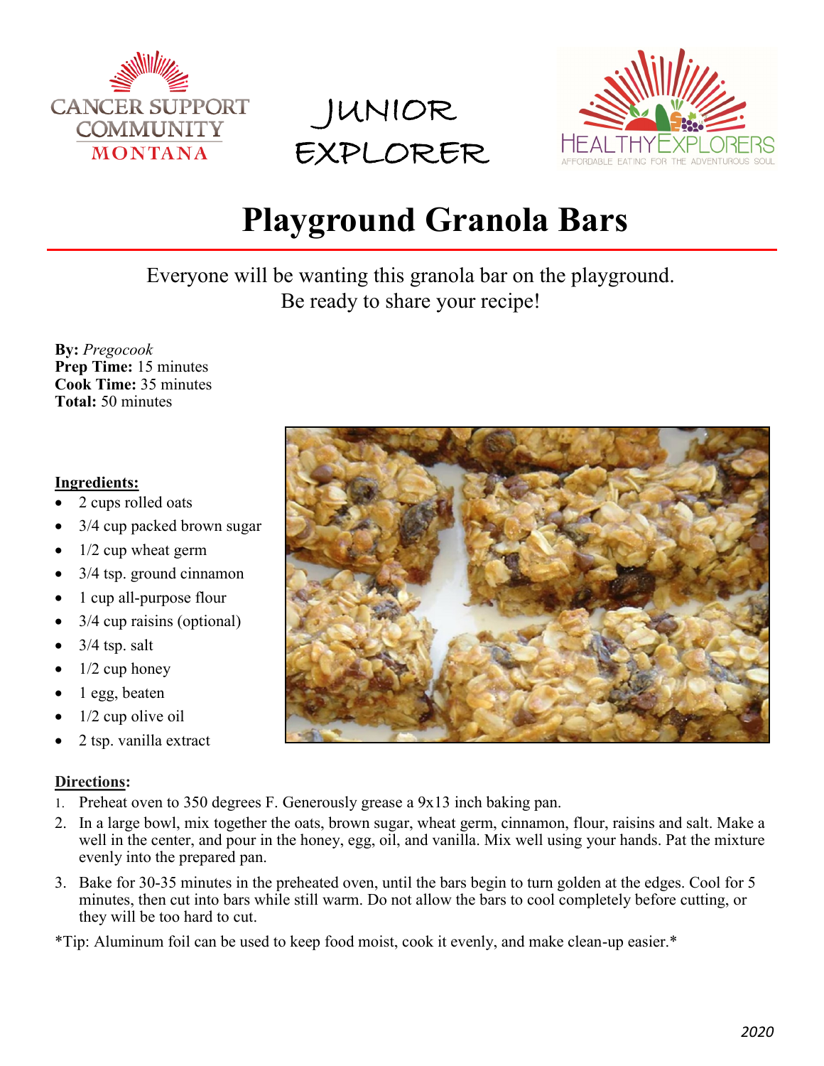CANCER SUPPORT COMMUNITY MONTANA

JUNIOR EXPLORER

HEALTHY EXPLORERS
AFFORDABLE EATING FOR THE ADVENTUROUS SOUL

# Playground Granola Bars

Everyone will be wanting this granola bar on the playground.
Be ready to share your recipe!

**By:** *Pregocook*
**Prep Time:** 15 minutes
**Cook Time:** 35 minutes
**Total:** 50 minutes

**Ingredients:**

- 2 cups rolled oats
- 3/4 cup packed brown sugar
- 1/2 cup wheat germ
- 3/4 tsp. ground cinnamon
- 1 cup all-purpose flour
- 3/4 cup raisins (optional)
- 3/4 tsp. salt
- 1/2 cup honey
- 1 egg, beaten
- 1/2 cup olive oil
- 2 tsp. vanilla extract

**Directions:**

1. Preheat oven to 350 degrees F. Generously grease a 9x13 inch baking pan.
2. In a large bowl, mix together the oats, brown sugar, wheat germ, cinnamon, flour, raisins and salt. Make a well in the center, and pour in the honey, egg, oil, and vanilla. Mix well using your hands. Pat the mixture evenly into the prepared pan.
3. Bake for 30-35 minutes in the preheated oven, until the bars begin to turn golden at the edges. Cool for 5 minutes, then cut into bars while still warm. Do not allow the bars to cool completely before cutting, or they will be too hard to cut.

*Tip: Aluminum foil can be used to keep food moist, cook it evenly, and make clean-up easier.*

2020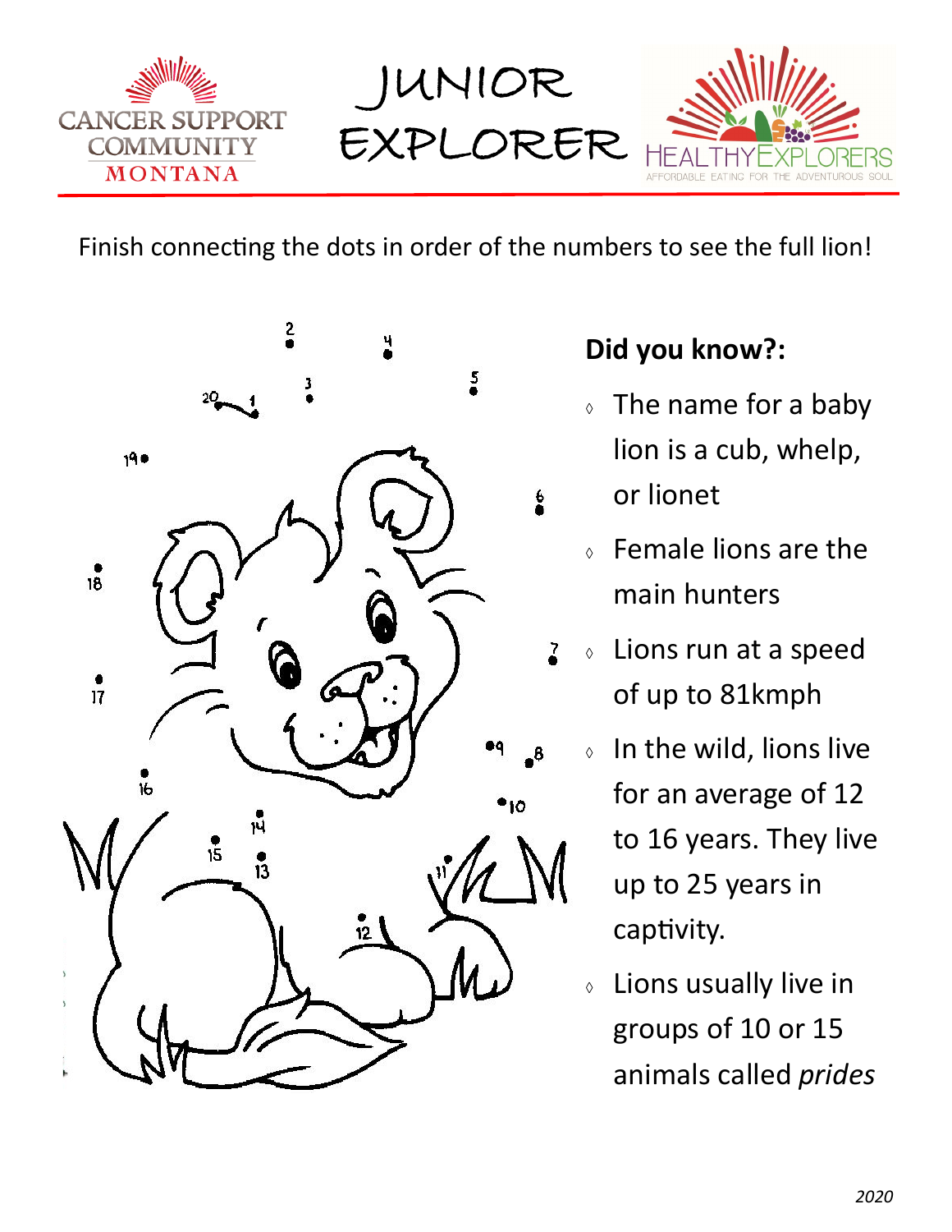# JUNIOR EXPLORER

CANCER SUPPORT COMMUNITY MONTANA

HEALTHY EXPLORERS
AFFORDABLE EATING FOR THE ADVENTUROUS SOUL

Finish connecting the dots in order of the numbers to see the full lion!

**Did you know?:**

- The name for a baby lion is a cub, whelp, or lionet
- Female lions are the main hunters
- Lions run at a speed of up to 81kmph
- In the wild, lions live for an average of 12 to 16 years. They live up to 25 years in captivity.
- Lions usually live in groups of 10 or 15 animals called *prides*

*2020*